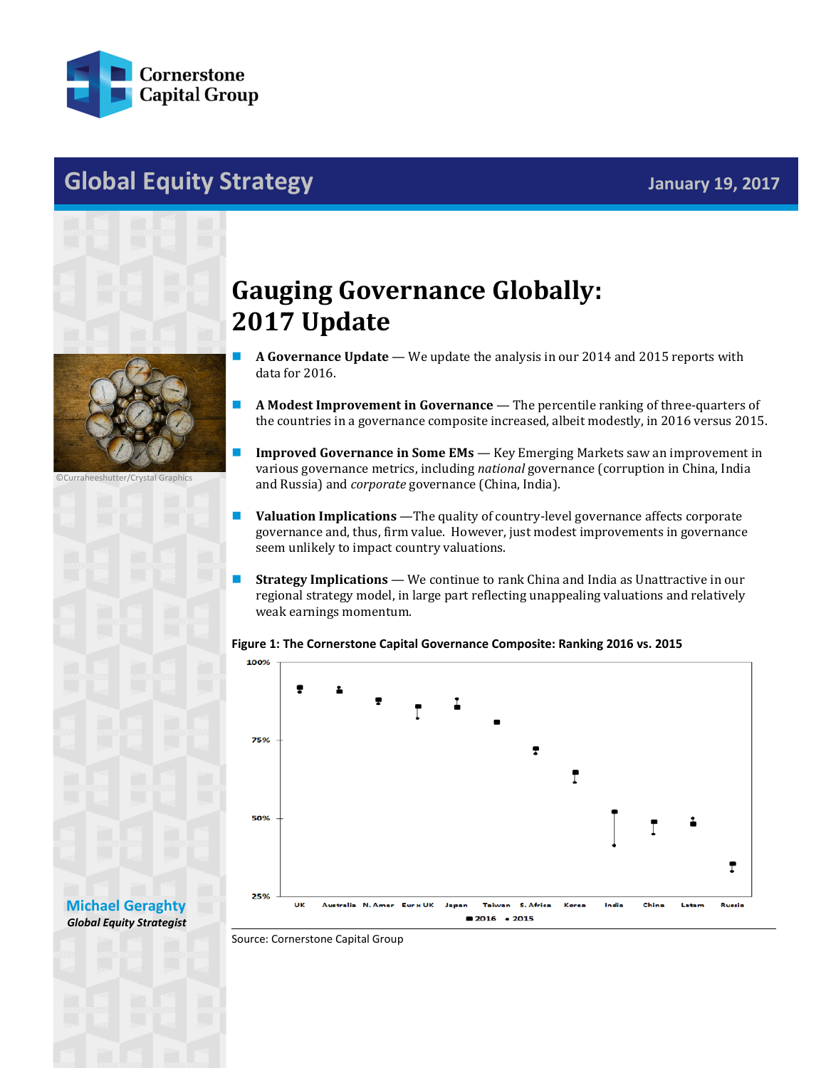Cornerstone Capital Group

# Global Equity Strategy

January 19, 2017

# Gauging Governance Globally: 2017 Update

- **A Governance Update** — We update the analysis in our 2014 and 2015 reports with data for 2016.
- **A Modest Improvement in Governance** — The percentile ranking of three-quarters of the countries in a governance composite increased, albeit modestly, in 2016 versus 2015.
- **Improved Governance in Some EMs** — Key Emerging Markets saw an improvement in various governance metrics, including *national* governance (corruption in China, India and Russia) and *corporate* governance (China, India).
- **Valuation Implications** —The quality of country-level governance affects corporate governance and, thus, firm value. However, just modest improvements in governance seem unlikely to impact country valuations.
- **Strategy Implications** — We continue to rank China and India as Unattractive in our regional strategy model, in large part reflecting unappealing valuations and relatively weak earnings momentum.

©Curraheeshutter/Crystal Graphics

**Figure 1: The Cornerstone Capital Governance Composite: Ranking 2016 vs. 2015**

Source: Cornerstone Capital Group

**Michael Geraghty**
***Global Equity Strategist***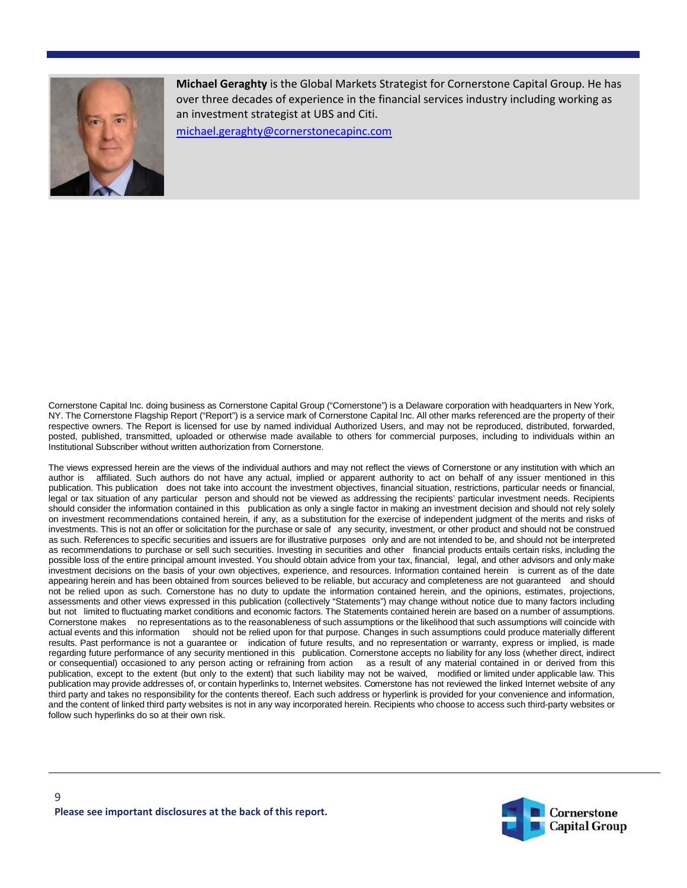**Michael Geraghty** is the Global Markets Strategist for Cornerstone Capital Group. He has over three decades of experience in the financial services industry including working as an investment strategist at UBS and Citi.

michael.geraghty@cornerstonecapinc.com

Cornerstone Capital Inc. doing business as Cornerstone Capital Group ("Cornerstone") is a Delaware corporation with headquarters in New York, NY. The Cornerstone Flagship Report ("Report") is a service mark of Cornerstone Capital Inc. All other marks referenced are the property of their respective owners. The Report is licensed for use by named individual Authorized Users, and may not be reproduced, distributed, forwarded, posted, published, transmitted, uploaded or otherwise made available to others for commercial purposes, including to individuals within an Institutional Subscriber without written authorization from Cornerstone.

The views expressed herein are the views of the individual authors and may not reflect the views of Cornerstone or any institution with which an author is affiliated. Such authors do not have any actual, implied or apparent authority to act on behalf of any issuer mentioned in this publication. This publication does not take into account the investment objectives, financial situation, restrictions, particular needs or financial, legal or tax situation of any particular person and should not be viewed as addressing the recipients' particular investment needs. Recipients should consider the information contained in this publication as only a single factor in making an investment decision and should not rely solely on investment recommendations contained herein, if any, as a substitution for the exercise of independent judgment of the merits and risks of investments. This is not an offer or solicitation for the purchase or sale of any security, investment, or other product and should not be construed as such. References to specific securities and issuers are for illustrative purposes only and are not intended to be, and should not be interpreted as recommendations to purchase or sell such securities. Investing in securities and other financial products entails certain risks, including the possible loss of the entire principal amount invested. You should obtain advice from your tax, financial, legal, and other advisors and only make investment decisions on the basis of your own objectives, experience, and resources. Information contained herein is current as of the date appearing herein and has been obtained from sources believed to be reliable, but accuracy and completeness are not guaranteed and should not be relied upon as such. Cornerstone has no duty to update the information contained herein, and the opinions, estimates, projections, assessments and other views expressed in this publication (collectively "Statements") may change without notice due to many factors including but not limited to fluctuating market conditions and economic factors. The Statements contained herein are based on a number of assumptions. Cornerstone makes no representations as to the reasonableness of such assumptions or the likelihood that such assumptions will coincide with actual events and this information should not be relied upon for that purpose. Changes in such assumptions could produce materially different results. Past performance is not a guarantee or indication of future results, and no representation or warranty, express or implied, is made regarding future performance of any security mentioned in this publication. Cornerstone accepts no liability for any loss (whether direct, indirect or consequential) occasioned to any person acting or refraining from action as a result of any material contained in or derived from this publication, except to the extent (but only to the extent) that such liability may not be waived, modified or limited under applicable law. This publication may provide addresses of, or contain hyperlinks to, Internet websites. Cornerstone has not reviewed the linked Internet website of any third party and takes no responsibility for the contents thereof. Each such address or hyperlink is provided for your convenience and information, and the content of linked third party websites is not in any way incorporated herein. Recipients who choose to access such third-party websites or follow such hyperlinks do so at their own risk.

**Please see important disclosures at the back of this report.**